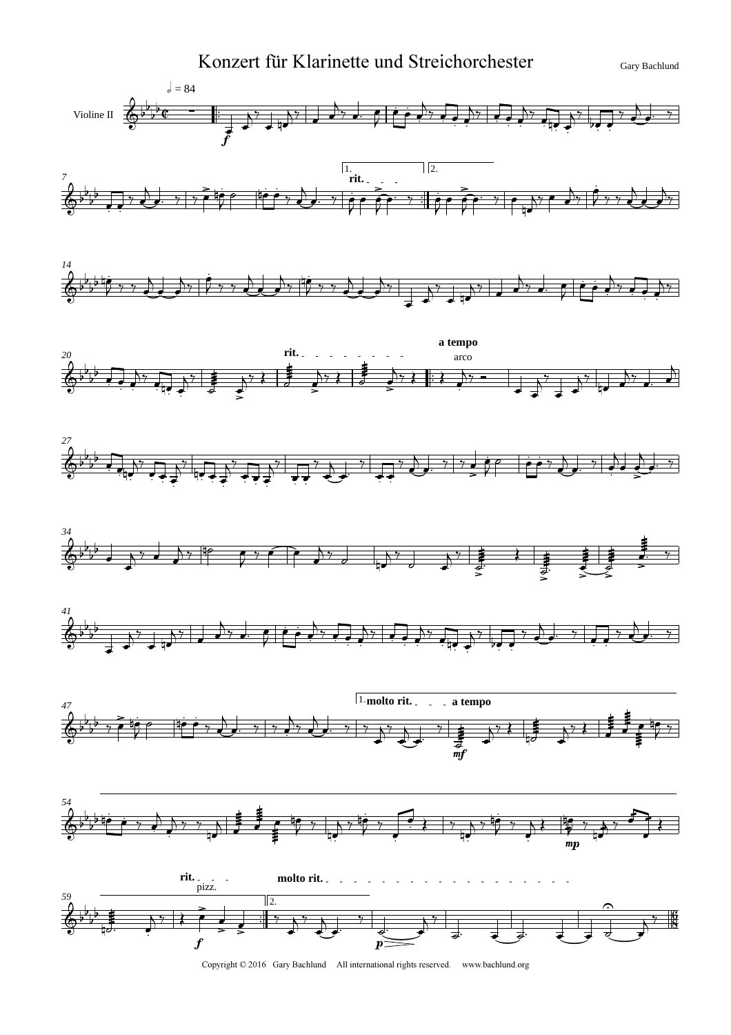# Konzert für Klarinette und Streichorchester

Gary Bachlund

Violine II

Copyright © 2016 Gary Bachlund All international rights reserved. www.bachlund.org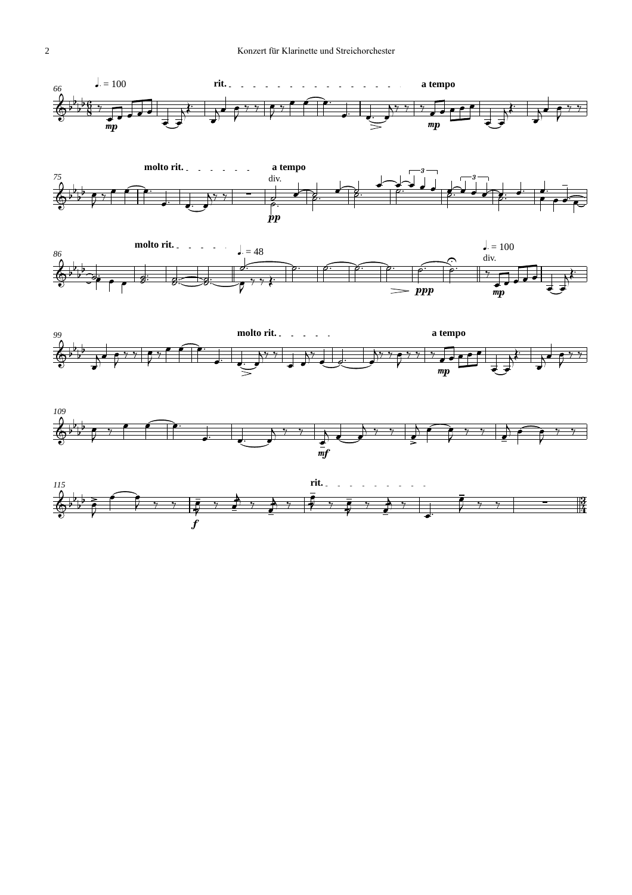66 ♩. = 100 *mp* rit. a tempo *mp*

75 molto rit. a tempo div. *pp* 3 3

86 molto rit. ♩. = 48 *ppp* ♩. = 100 div. *mp*

99 molto rit. a tempo *mp*

109 *mf*

115 *f* rit.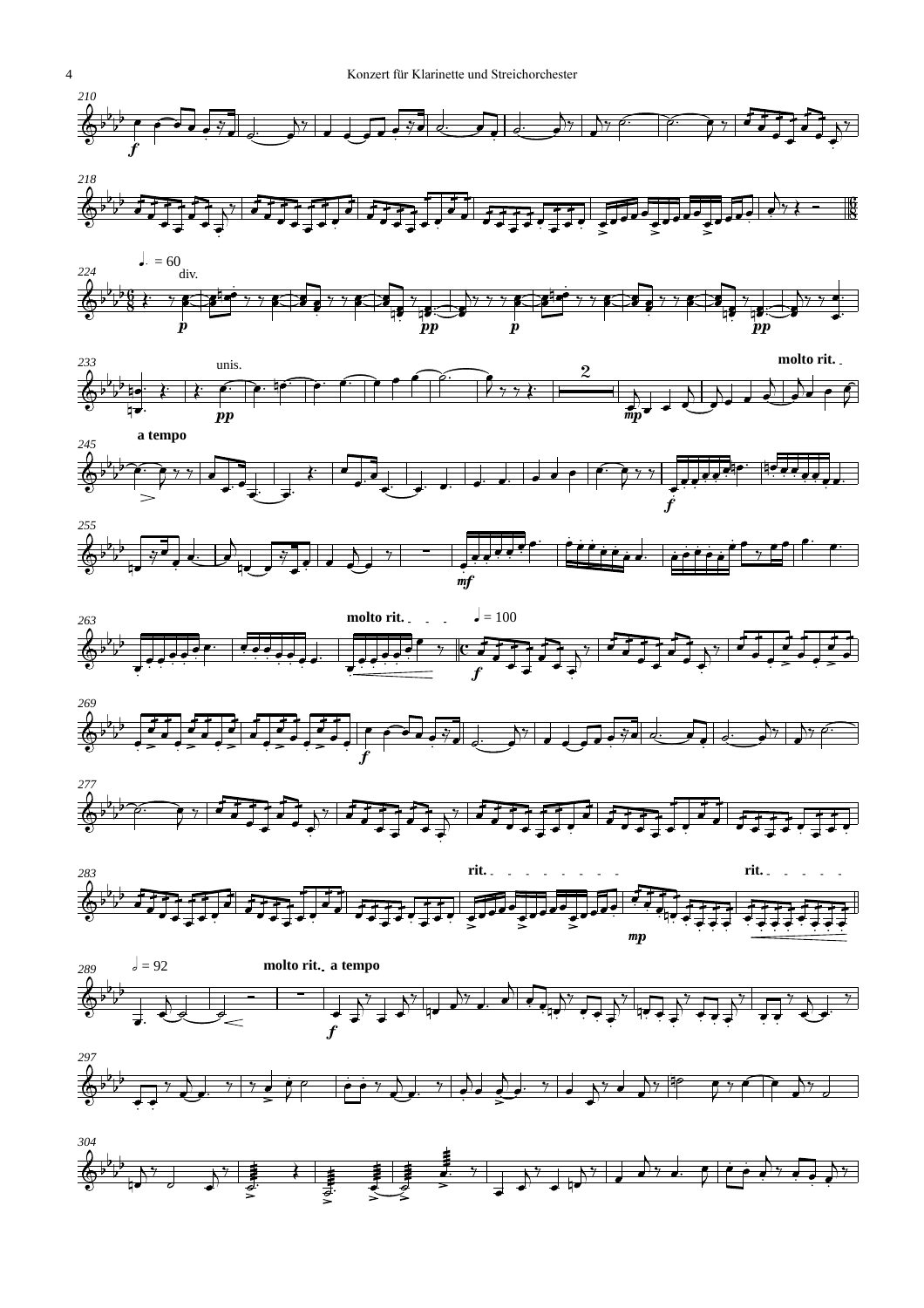210

218

224 ♩. = 60 div.

233 unis. molto rit.

245 a tempo

255

263 molto rit. ♩ = 100

269

277

283 rit. rit.

289 𝅗𝅥 = 92 molto rit. a tempo

297

304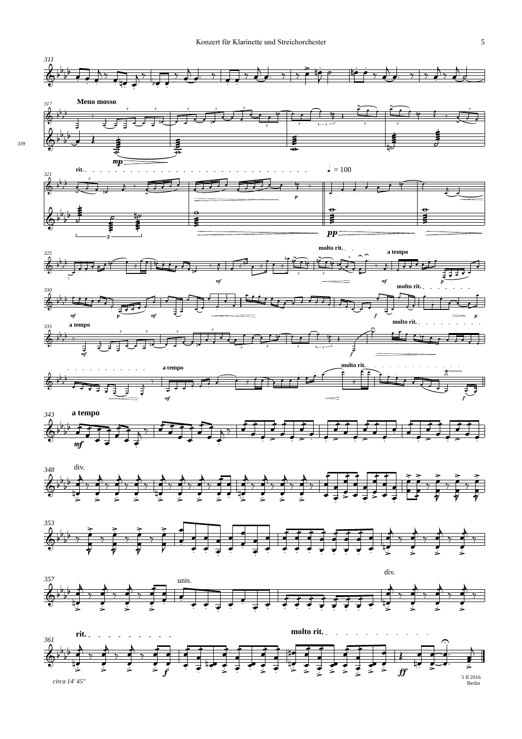Meno mosso

rit.

♩ = 100

molto rit.

a tempo

molto rit.

a tempo

molto rit.

a tempo

molto rit.

a tempo

div.

unis.

div.

rit.

molto rit.

*circa 14' 45"*

5 II 2016
Berlin